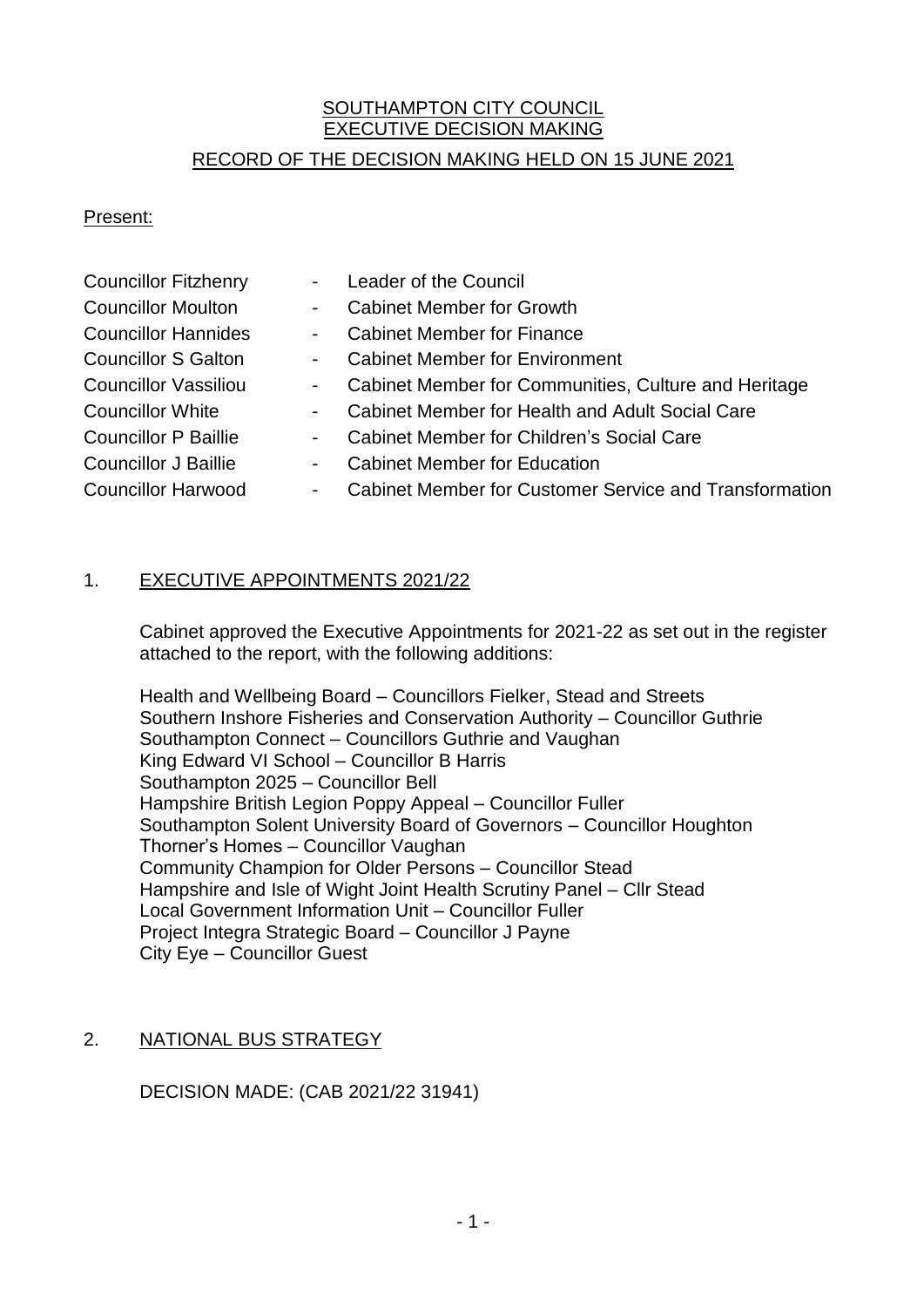# SOUTHAMPTON CITY COUNCIL
## EXECUTIVE DECISION MAKING
## RECORD OF THE DECISION MAKING HELD ON 15 JUNE 2021

Present:

| | | |
|---|---|---|
| Councillor Fitzhenry | - | Leader of the Council |
| Councillor Moulton | - | Cabinet Member for Growth |
| Councillor Hannides | - | Cabinet Member for Finance |
| Councillor S Galton | - | Cabinet Member for Environment |
| Councillor Vassiliou | - | Cabinet Member for Communities, Culture and Heritage |
| Councillor White | - | Cabinet Member for Health and Adult Social Care |
| Councillor P Baillie | - | Cabinet Member for Children's Social Care |
| Councillor J Baillie | - | Cabinet Member for Education |
| Councillor Harwood | - | Cabinet Member for Customer Service and Transformation |

## 1. EXECUTIVE APPOINTMENTS 2021/22

Cabinet approved the Executive Appointments for 2021-22 as set out in the register attached to the report, with the following additions:

Health and Wellbeing Board – Councillors Fielker, Stead and Streets
Southern Inshore Fisheries and Conservation Authority – Councillor Guthrie
Southampton Connect – Councillors Guthrie and Vaughan
King Edward VI School – Councillor B Harris
Southampton 2025 – Councillor Bell
Hampshire British Legion Poppy Appeal – Councillor Fuller
Southampton Solent University Board of Governors – Councillor Houghton
Thorner's Homes – Councillor Vaughan
Community Champion for Older Persons – Councillor Stead
Hampshire and Isle of Wight Joint Health Scrutiny Panel – Cllr Stead
Local Government Information Unit – Councillor Fuller
Project Integra Strategic Board – Councillor J Payne
City Eye – Councillor Guest

## 2. NATIONAL BUS STRATEGY

DECISION MADE: (CAB 2021/22 31941)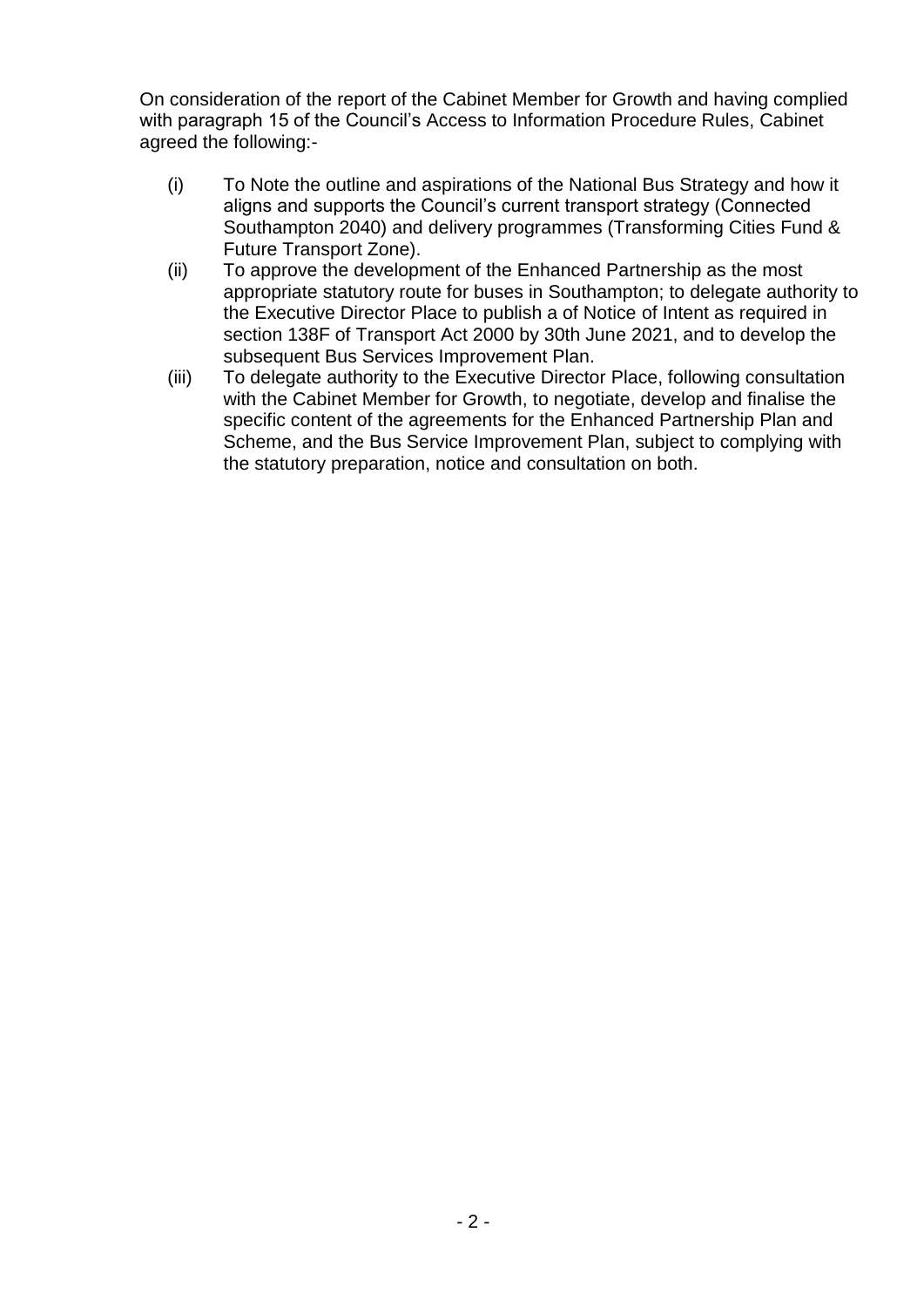On consideration of the report of the Cabinet Member for Growth and having complied with paragraph 15 of the Council's Access to Information Procedure Rules, Cabinet agreed the following:-

(i) To Note the outline and aspirations of the National Bus Strategy and how it aligns and supports the Council's current transport strategy (Connected Southampton 2040) and delivery programmes (Transforming Cities Fund & Future Transport Zone).

(ii) To approve the development of the Enhanced Partnership as the most appropriate statutory route for buses in Southampton; to delegate authority to the Executive Director Place to publish a of Notice of Intent as required in section 138F of Transport Act 2000 by 30th June 2021, and to develop the subsequent Bus Services Improvement Plan.

(iii) To delegate authority to the Executive Director Place, following consultation with the Cabinet Member for Growth, to negotiate, develop and finalise the specific content of the agreements for the Enhanced Partnership Plan and Scheme, and the Bus Service Improvement Plan, subject to complying with the statutory preparation, notice and consultation on both.